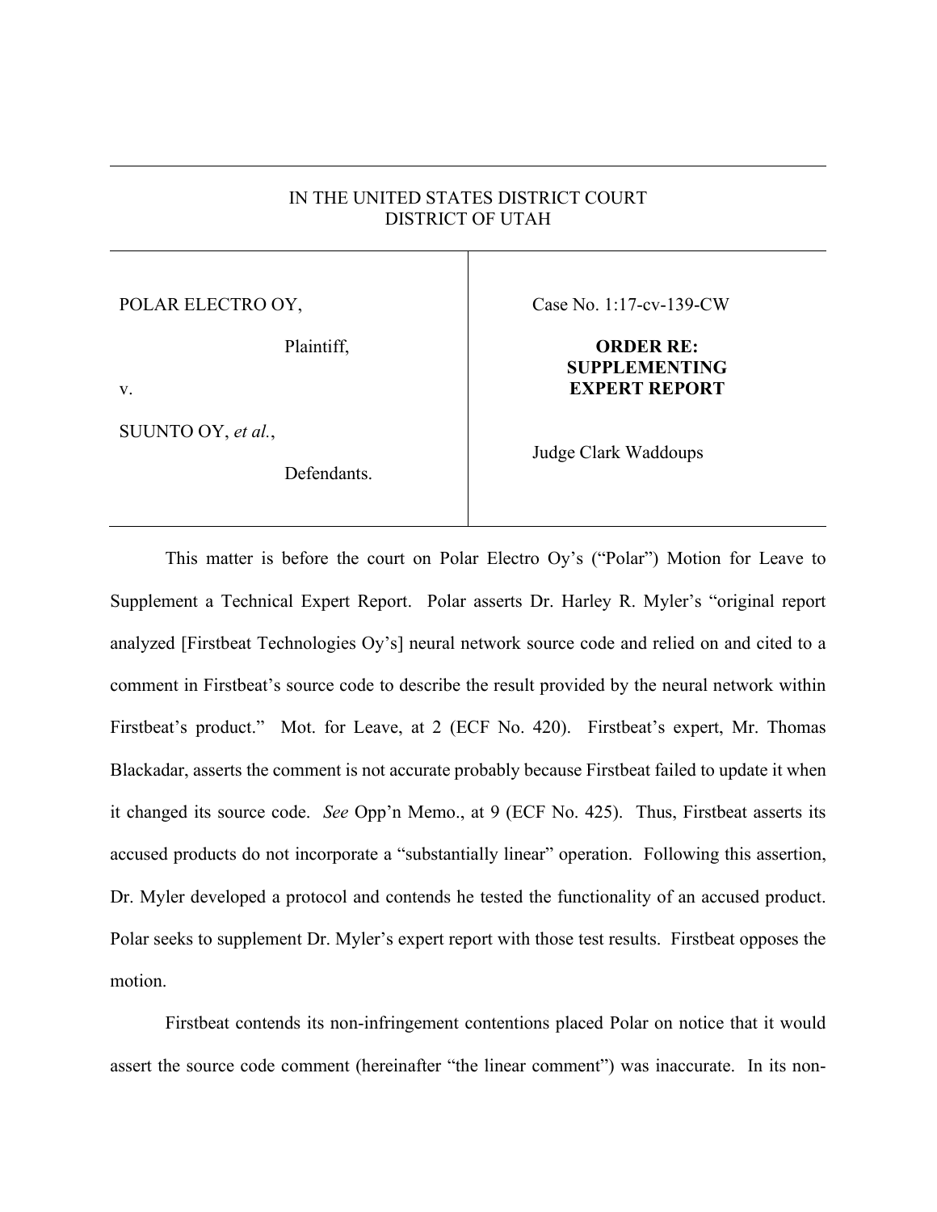IN THE UNITED STATES DISTRICT COURT
DISTRICT OF UTAH

| | |
|---|---|
| POLAR ELECTRO OY,<br><br>Plaintiff,<br><br>v.<br><br>SUUNTO OY, *et al.*,<br><br>Defendants. | Case No. 1:17-cv-139-CW<br><br>**ORDER RE: SUPPLEMENTING EXPERT REPORT**<br><br>Judge Clark Waddoups |

This matter is before the court on Polar Electro Oy's ("Polar") Motion for Leave to Supplement a Technical Expert Report. Polar asserts Dr. Harley R. Myler's "original report analyzed [Firstbeat Technologies Oy's] neural network source code and relied on and cited to a comment in Firstbeat's source code to describe the result provided by the neural network within Firstbeat's product." Mot. for Leave, at 2 (ECF No. 420). Firstbeat's expert, Mr. Thomas Blackadar, asserts the comment is not accurate probably because Firstbeat failed to update it when it changed its source code. *See* Opp'n Memo., at 9 (ECF No. 425). Thus, Firstbeat asserts its accused products do not incorporate a "substantially linear" operation. Following this assertion, Dr. Myler developed a protocol and contends he tested the functionality of an accused product. Polar seeks to supplement Dr. Myler's expert report with those test results. Firstbeat opposes the motion.

Firstbeat contends its non-infringement contentions placed Polar on notice that it would assert the source code comment (hereinafter "the linear comment") was inaccurate. In its non-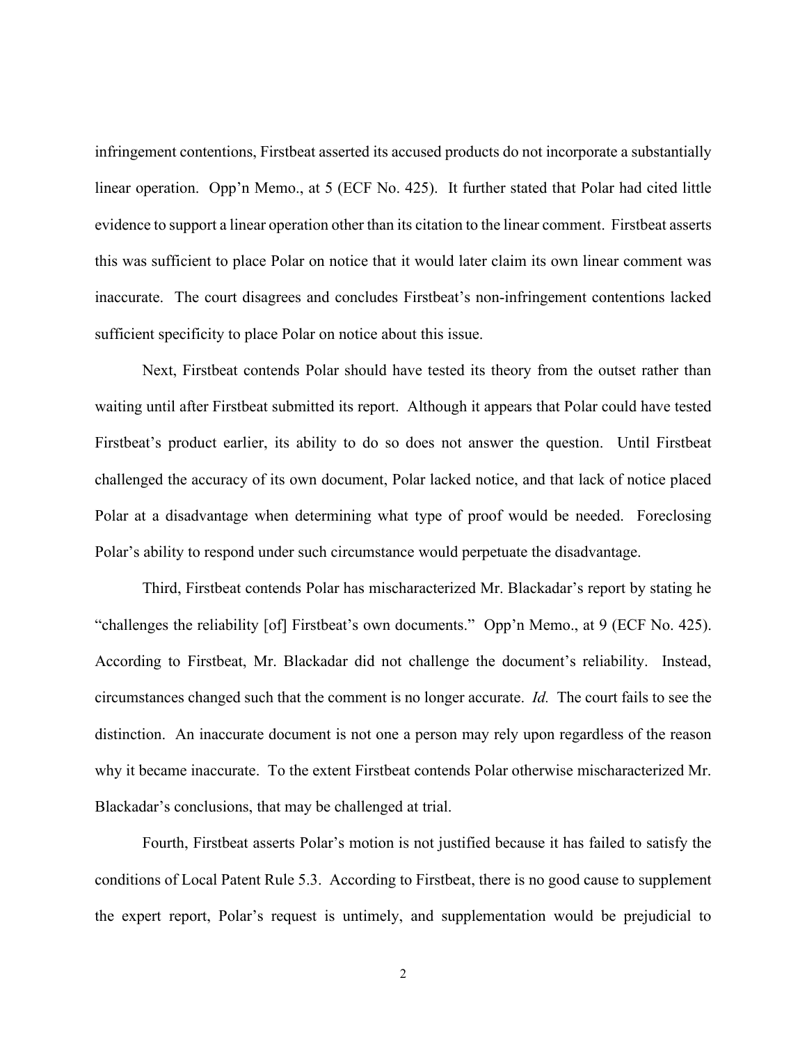infringement contentions, Firstbeat asserted its accused products do not incorporate a substantially linear operation. Opp'n Memo., at 5 (ECF No. 425). It further stated that Polar had cited little evidence to support a linear operation other than its citation to the linear comment. Firstbeat asserts this was sufficient to place Polar on notice that it would later claim its own linear comment was inaccurate. The court disagrees and concludes Firstbeat's non-infringement contentions lacked sufficient specificity to place Polar on notice about this issue.

Next, Firstbeat contends Polar should have tested its theory from the outset rather than waiting until after Firstbeat submitted its report. Although it appears that Polar could have tested Firstbeat's product earlier, its ability to do so does not answer the question. Until Firstbeat challenged the accuracy of its own document, Polar lacked notice, and that lack of notice placed Polar at a disadvantage when determining what type of proof would be needed. Foreclosing Polar's ability to respond under such circumstance would perpetuate the disadvantage.

Third, Firstbeat contends Polar has mischaracterized Mr. Blackadar's report by stating he "challenges the reliability [of] Firstbeat's own documents." Opp'n Memo., at 9 (ECF No. 425). According to Firstbeat, Mr. Blackadar did not challenge the document's reliability. Instead, circumstances changed such that the comment is no longer accurate. *Id.* The court fails to see the distinction. An inaccurate document is not one a person may rely upon regardless of the reason why it became inaccurate. To the extent Firstbeat contends Polar otherwise mischaracterized Mr. Blackadar's conclusions, that may be challenged at trial.

Fourth, Firstbeat asserts Polar's motion is not justified because it has failed to satisfy the conditions of Local Patent Rule 5.3. According to Firstbeat, there is no good cause to supplement the expert report, Polar's request is untimely, and supplementation would be prejudicial to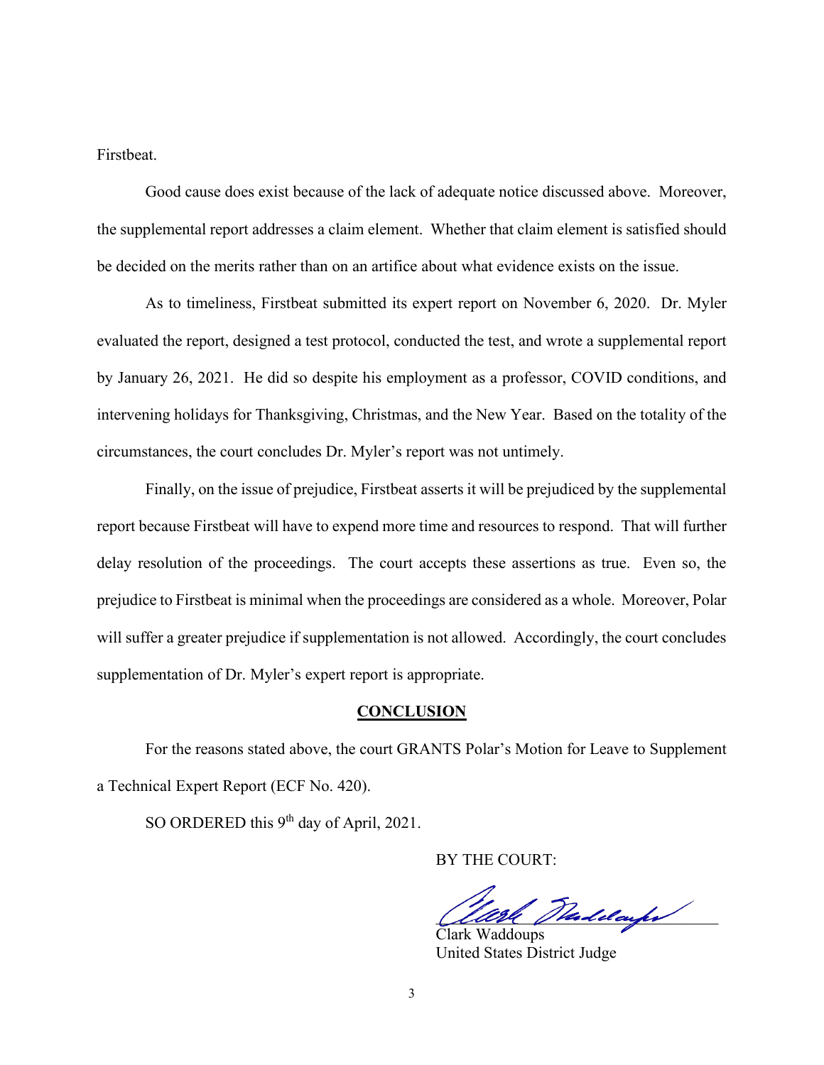Firstbeat.

Good cause does exist because of the lack of adequate notice discussed above. Moreover, the supplemental report addresses a claim element. Whether that claim element is satisfied should be decided on the merits rather than on an artifice about what evidence exists on the issue.

As to timeliness, Firstbeat submitted its expert report on November 6, 2020. Dr. Myler evaluated the report, designed a test protocol, conducted the test, and wrote a supplemental report by January 26, 2021. He did so despite his employment as a professor, COVID conditions, and intervening holidays for Thanksgiving, Christmas, and the New Year. Based on the totality of the circumstances, the court concludes Dr. Myler's report was not untimely.

Finally, on the issue of prejudice, Firstbeat asserts it will be prejudiced by the supplemental report because Firstbeat will have to expend more time and resources to respond. That will further delay resolution of the proceedings. The court accepts these assertions as true. Even so, the prejudice to Firstbeat is minimal when the proceedings are considered as a whole. Moreover, Polar will suffer a greater prejudice if supplementation is not allowed. Accordingly, the court concludes supplementation of Dr. Myler's expert report is appropriate.

## CONCLUSION

For the reasons stated above, the court GRANTS Polar's Motion for Leave to Supplement a Technical Expert Report (ECF No. 420).

SO ORDERED this 9th day of April, 2021.

BY THE COURT:

Clark Waddoups
United States District Judge